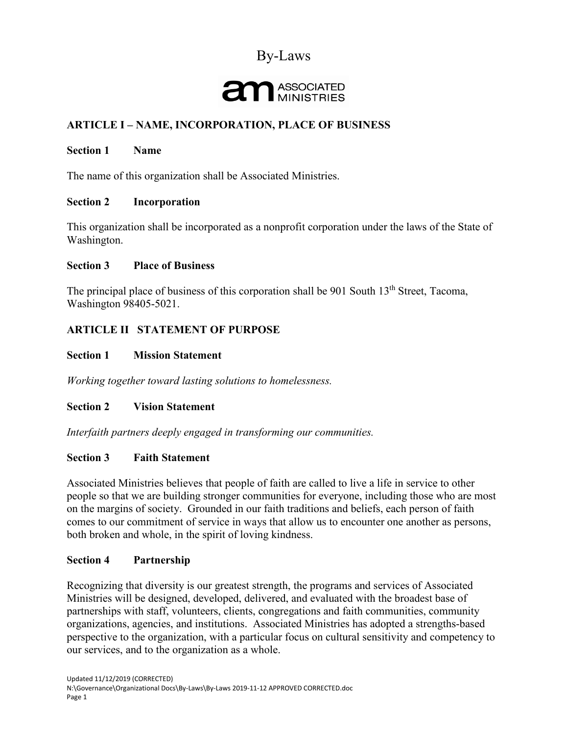# By-Laws

ASSOCIATED MINISTRIES

## ARTICLE I – NAME, INCORPORATION, PLACE OF BUSINESS

### Section 1 Name

The name of this organization shall be Associated Ministries.

### Section 2 Incorporation

This organization shall be incorporated as a nonprofit corporation under the laws of the State of Washington.

### Section 3 Place of Business

The principal place of business of this corporation shall be 901 South 13th Street, Tacoma, Washington 98405-5021.

## ARTICLE II STATEMENT OF PURPOSE

### Section 1 Mission Statement

*Working together toward lasting solutions to homelessness.*

### Section 2 Vision Statement

*Interfaith partners deeply engaged in transforming our communities.*

### Section 3 Faith Statement

Associated Ministries believes that people of faith are called to live a life in service to other people so that we are building stronger communities for everyone, including those who are most on the margins of society. Grounded in our faith traditions and beliefs, each person of faith comes to our commitment of service in ways that allow us to encounter one another as persons, both broken and whole, in the spirit of loving kindness.

### Section 4 Partnership

Recognizing that diversity is our greatest strength, the programs and services of Associated Ministries will be designed, developed, delivered, and evaluated with the broadest base of partnerships with staff, volunteers, clients, congregations and faith communities, community organizations, agencies, and institutions. Associated Ministries has adopted a strengths-based perspective to the organization, with a particular focus on cultural sensitivity and competency to our services, and to the organization as a whole.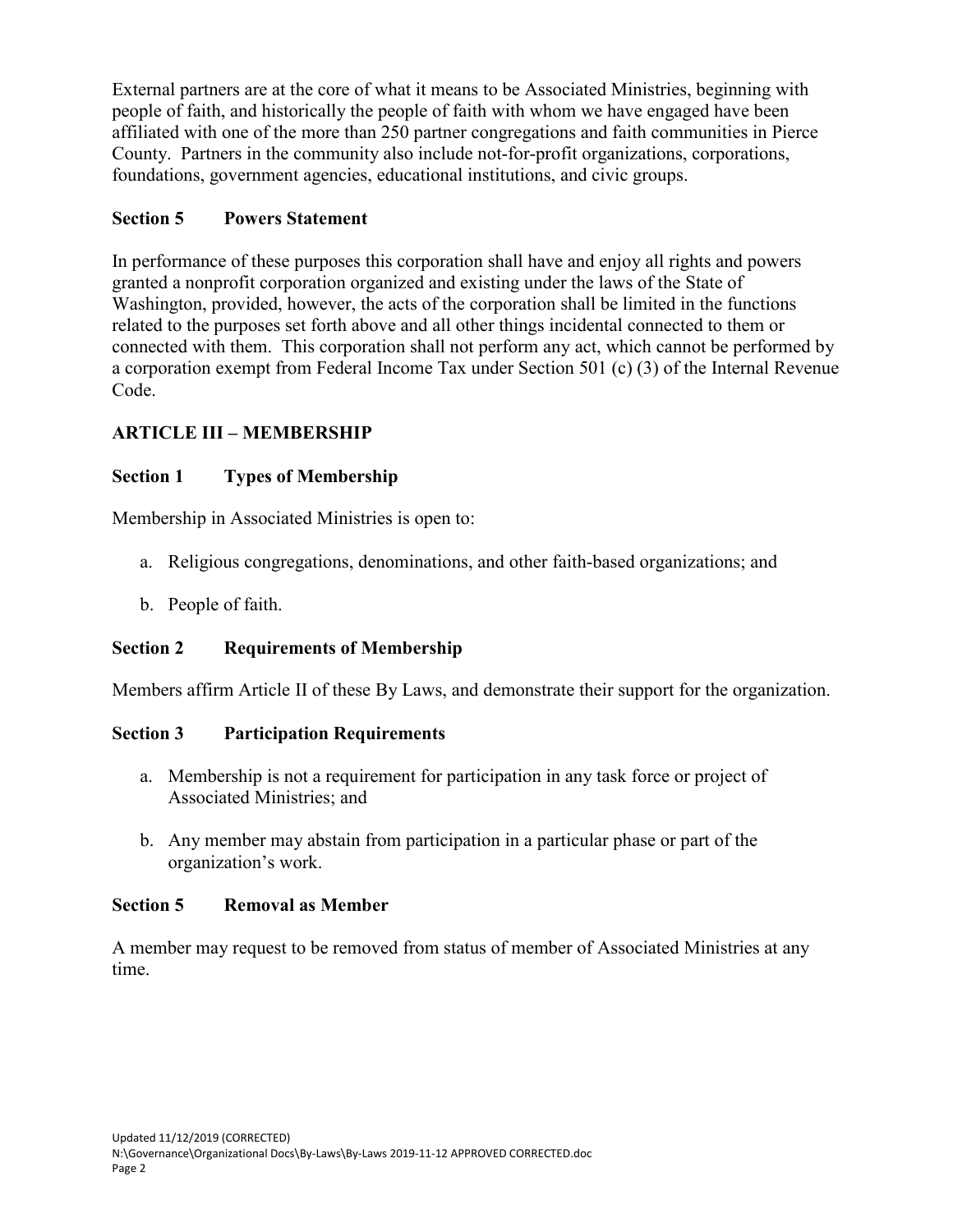External partners are at the core of what it means to be Associated Ministries, beginning with people of faith, and historically the people of faith with whom we have engaged have been affiliated with one of the more than 250 partner congregations and faith communities in Pierce County. Partners in the community also include not-for-profit organizations, corporations, foundations, government agencies, educational institutions, and civic groups.

### Section 5 Powers Statement

In performance of these purposes this corporation shall have and enjoy all rights and powers granted a nonprofit corporation organized and existing under the laws of the State of Washington, provided, however, the acts of the corporation shall be limited in the functions related to the purposes set forth above and all other things incidental connected to them or connected with them. This corporation shall not perform any act, which cannot be performed by a corporation exempt from Federal Income Tax under Section 501 (c) (3) of the Internal Revenue Code.

## ARTICLE III – MEMBERSHIP

### Section 1 Types of Membership

Membership in Associated Ministries is open to:

a. Religious congregations, denominations, and other faith-based organizations; and

b. People of faith.

### Section 2 Requirements of Membership

Members affirm Article II of these By Laws, and demonstrate their support for the organization.

### Section 3 Participation Requirements

a. Membership is not a requirement for participation in any task force or project of Associated Ministries; and

b. Any member may abstain from participation in a particular phase or part of the organization's work.

### Section 5 Removal as Member

A member may request to be removed from status of member of Associated Ministries at any time.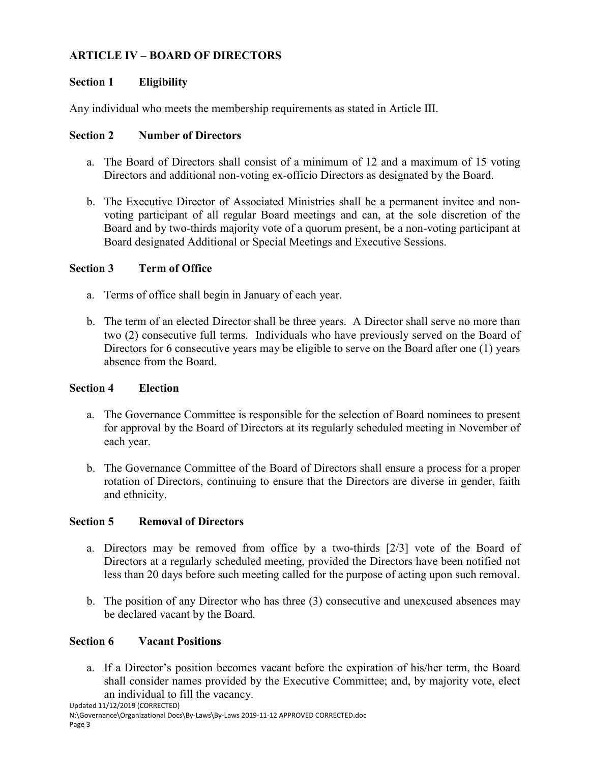## ARTICLE IV – BOARD OF DIRECTORS

### Section 1 Eligibility

Any individual who meets the membership requirements as stated in Article III.

### Section 2 Number of Directors

a. The Board of Directors shall consist of a minimum of 12 and a maximum of 15 voting Directors and additional non-voting ex-officio Directors as designated by the Board.

b. The Executive Director of Associated Ministries shall be a permanent invitee and non-voting participant of all regular Board meetings and can, at the sole discretion of the Board and by two-thirds majority vote of a quorum present, be a non-voting participant at Board designated Additional or Special Meetings and Executive Sessions.

### Section 3 Term of Office

a. Terms of office shall begin in January of each year.

b. The term of an elected Director shall be three years. A Director shall serve no more than two (2) consecutive full terms. Individuals who have previously served on the Board of Directors for 6 consecutive years may be eligible to serve on the Board after one (1) years absence from the Board.

### Section 4 Election

a. The Governance Committee is responsible for the selection of Board nominees to present for approval by the Board of Directors at its regularly scheduled meeting in November of each year.

b. The Governance Committee of the Board of Directors shall ensure a process for a proper rotation of Directors, continuing to ensure that the Directors are diverse in gender, faith and ethnicity.

### Section 5 Removal of Directors

a. Directors may be removed from office by a two-thirds [2/3] vote of the Board of Directors at a regularly scheduled meeting, provided the Directors have been notified not less than 20 days before such meeting called for the purpose of acting upon such removal.

b. The position of any Director who has three (3) consecutive and unexcused absences may be declared vacant by the Board.

### Section 6 Vacant Positions

a. If a Director's position becomes vacant before the expiration of his/her term, the Board shall consider names provided by the Executive Committee; and, by majority vote, elect an individual to fill the vacancy.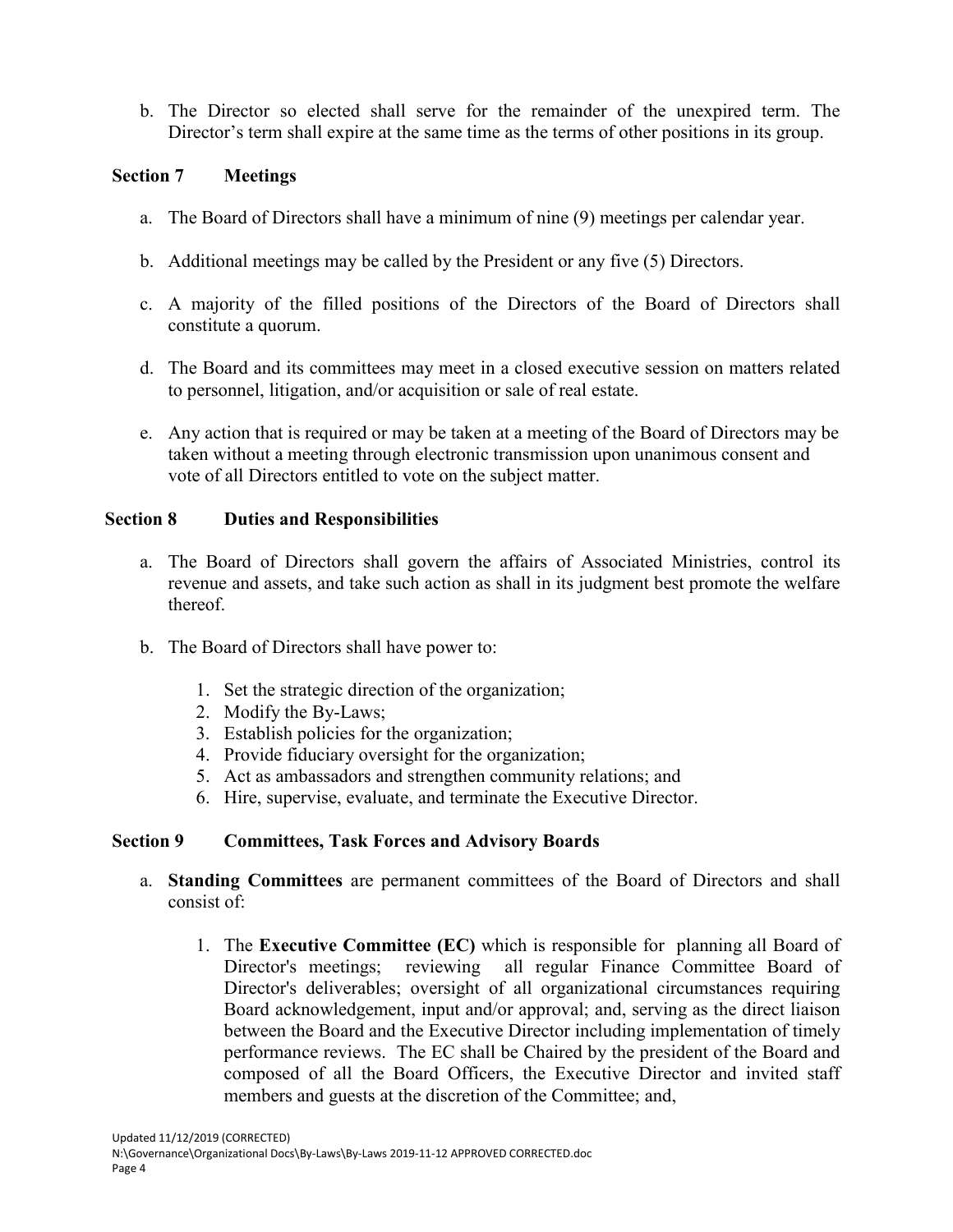b. The Director so elected shall serve for the remainder of the unexpired term. The Director's term shall expire at the same time as the terms of other positions in its group.

### Section 7 Meetings

a. The Board of Directors shall have a minimum of nine (9) meetings per calendar year.

b. Additional meetings may be called by the President or any five (5) Directors.

c. A majority of the filled positions of the Directors of the Board of Directors shall constitute a quorum.

d. The Board and its committees may meet in a closed executive session on matters related to personnel, litigation, and/or acquisition or sale of real estate.

e. Any action that is required or may be taken at a meeting of the Board of Directors may be taken without a meeting through electronic transmission upon unanimous consent and vote of all Directors entitled to vote on the subject matter.

### Section 8 Duties and Responsibilities

a. The Board of Directors shall govern the affairs of Associated Ministries, control its revenue and assets, and take such action as shall in its judgment best promote the welfare thereof.

b. The Board of Directors shall have power to:

   1. Set the strategic direction of the organization;
   2. Modify the By-Laws;
   3. Establish policies for the organization;
   4. Provide fiduciary oversight for the organization;
   5. Act as ambassadors and strengthen community relations; and
   6. Hire, supervise, evaluate, and terminate the Executive Director.

### Section 9 Committees, Task Forces and Advisory Boards

a. **Standing Committees** are permanent committees of the Board of Directors and shall consist of:

   1. The **Executive Committee (EC)** which is responsible for planning all Board of Director's meetings; reviewing all regular Finance Committee Board of Director's deliverables; oversight of all organizational circumstances requiring Board acknowledgement, input and/or approval; and, serving as the direct liaison between the Board and the Executive Director including implementation of timely performance reviews. The EC shall be Chaired by the president of the Board and composed of all the Board Officers, the Executive Director and invited staff members and guests at the discretion of the Committee; and,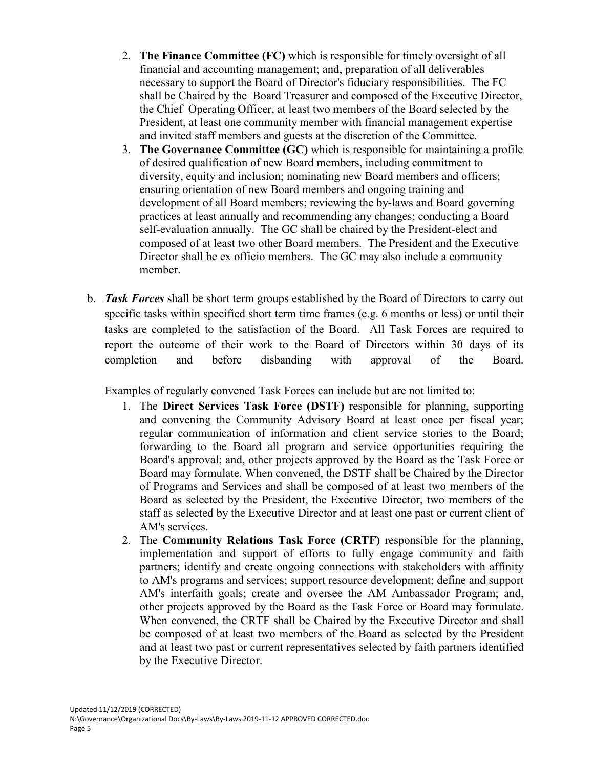2. **The Finance Committee (FC)** which is responsible for timely oversight of all financial and accounting management; and, preparation of all deliverables necessary to support the Board of Director's fiduciary responsibilities. The FC shall be Chaired by the Board Treasurer and composed of the Executive Director, the Chief Operating Officer, at least two members of the Board selected by the President, at least one community member with financial management expertise and invited staff members and guests at the discretion of the Committee.
3. **The Governance Committee (GC)** which is responsible for maintaining a profile of desired qualification of new Board members, including commitment to diversity, equity and inclusion; nominating new Board members and officers; ensuring orientation of new Board members and ongoing training and development of all Board members; reviewing the by-laws and Board governing practices at least annually and recommending any changes; conducting a Board self-evaluation annually. The GC shall be chaired by the President-elect and composed of at least two other Board members. The President and the Executive Director shall be ex officio members. The GC may also include a community member.

b. ***Task Forces*** shall be short term groups established by the Board of Directors to carry out specific tasks within specified short term time frames (e.g. 6 months or less) or until their tasks are completed to the satisfaction of the Board. All Task Forces are required to report the outcome of their work to the Board of Directors within 30 days of its completion and before disbanding with approval of the Board.

Examples of regularly convened Task Forces can include but are not limited to:

1. The **Direct Services Task Force (DSTF)** responsible for planning, supporting and convening the Community Advisory Board at least once per fiscal year; regular communication of information and client service stories to the Board; forwarding to the Board all program and service opportunities requiring the Board's approval; and, other projects approved by the Board as the Task Force or Board may formulate. When convened, the DSTF shall be Chaired by the Director of Programs and Services and shall be composed of at least two members of the Board as selected by the President, the Executive Director, two members of the staff as selected by the Executive Director and at least one past or current client of AM's services.
2. The **Community Relations Task Force (CRTF)** responsible for the planning, implementation and support of efforts to fully engage community and faith partners; identify and create ongoing connections with stakeholders with affinity to AM's programs and services; support resource development; define and support AM's interfaith goals; create and oversee the AM Ambassador Program; and, other projects approved by the Board as the Task Force or Board may formulate. When convened, the CRTF shall be Chaired by the Executive Director and shall be composed of at least two members of the Board as selected by the President and at least two past or current representatives selected by faith partners identified by the Executive Director.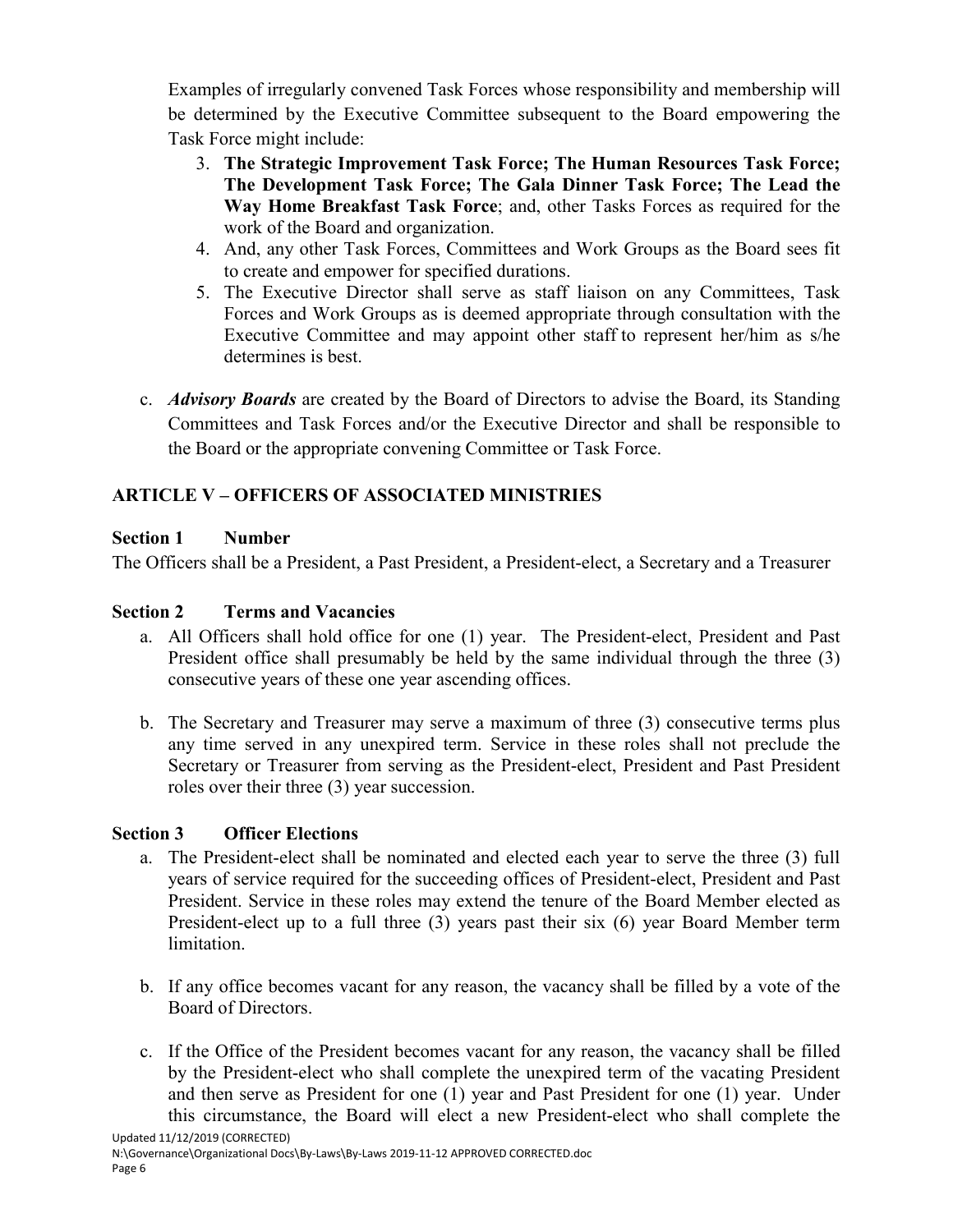Examples of irregularly convened Task Forces whose responsibility and membership will be determined by the Executive Committee subsequent to the Board empowering the Task Force might include:

3. **The Strategic Improvement Task Force; The Human Resources Task Force; The Development Task Force; The Gala Dinner Task Force; The Lead the Way Home Breakfast Task Force**; and, other Tasks Forces as required for the work of the Board and organization.
4. And, any other Task Forces, Committees and Work Groups as the Board sees fit to create and empower for specified durations.
5. The Executive Director shall serve as staff liaison on any Committees, Task Forces and Work Groups as is deemed appropriate through consultation with the Executive Committee and may appoint other staff to represent her/him as s/he determines is best.

c. ***Advisory Boards*** are created by the Board of Directors to advise the Board, its Standing Committees and Task Forces and/or the Executive Director and shall be responsible to the Board or the appropriate convening Committee or Task Force.

## ARTICLE V – OFFICERS OF ASSOCIATED MINISTRIES

### Section 1 Number

The Officers shall be a President, a Past President, a President-elect, a Secretary and a Treasurer

### Section 2 Terms and Vacancies

a. All Officers shall hold office for one (1) year. The President-elect, President and Past President office shall presumably be held by the same individual through the three (3) consecutive years of these one year ascending offices.

b. The Secretary and Treasurer may serve a maximum of three (3) consecutive terms plus any time served in any unexpired term. Service in these roles shall not preclude the Secretary or Treasurer from serving as the President-elect, President and Past President roles over their three (3) year succession.

### Section 3 Officer Elections

a. The President-elect shall be nominated and elected each year to serve the three (3) full years of service required for the succeeding offices of President-elect, President and Past President. Service in these roles may extend the tenure of the Board Member elected as President-elect up to a full three (3) years past their six (6) year Board Member term limitation.

b. If any office becomes vacant for any reason, the vacancy shall be filled by a vote of the Board of Directors.

c. If the Office of the President becomes vacant for any reason, the vacancy shall be filled by the President-elect who shall complete the unexpired term of the vacating President and then serve as President for one (1) year and Past President for one (1) year. Under this circumstance, the Board will elect a new President-elect who shall complete the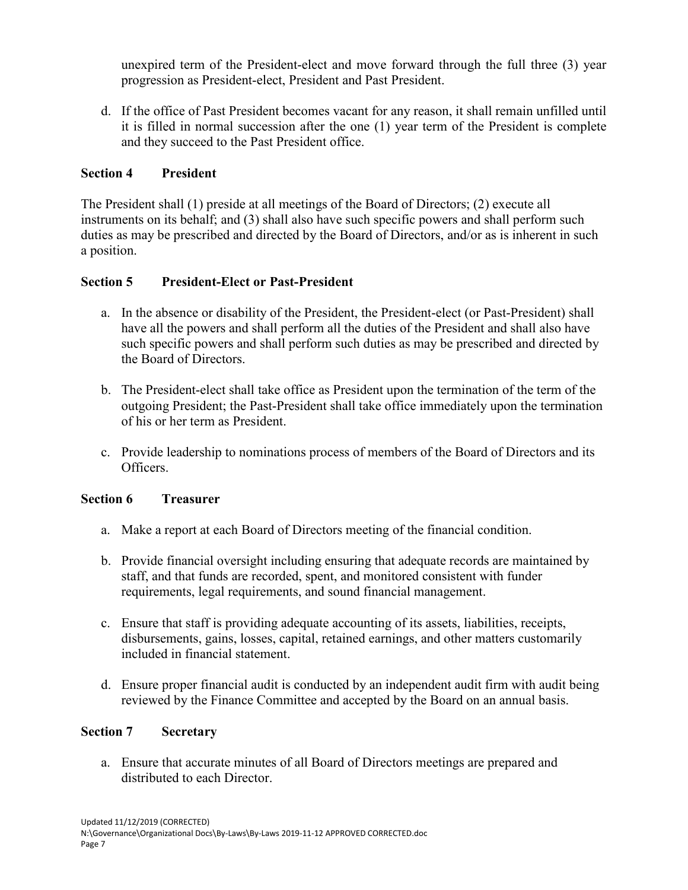unexpired term of the President-elect and move forward through the full three (3) year progression as President-elect, President and Past President.

d. If the office of Past President becomes vacant for any reason, it shall remain unfilled until it is filled in normal succession after the one (1) year term of the President is complete and they succeed to the Past President office.

### Section 4 President

The President shall (1) preside at all meetings of the Board of Directors; (2) execute all instruments on its behalf; and (3) shall also have such specific powers and shall perform such duties as may be prescribed and directed by the Board of Directors, and/or as is inherent in such a position.

### Section 5 President-Elect or Past-President

a. In the absence or disability of the President, the President-elect (or Past-President) shall have all the powers and shall perform all the duties of the President and shall also have such specific powers and shall perform such duties as may be prescribed and directed by the Board of Directors.

b. The President-elect shall take office as President upon the termination of the term of the outgoing President; the Past-President shall take office immediately upon the termination of his or her term as President.

c. Provide leadership to nominations process of members of the Board of Directors and its Officers.

### Section 6 Treasurer

a. Make a report at each Board of Directors meeting of the financial condition.

b. Provide financial oversight including ensuring that adequate records are maintained by staff, and that funds are recorded, spent, and monitored consistent with funder requirements, legal requirements, and sound financial management.

c. Ensure that staff is providing adequate accounting of its assets, liabilities, receipts, disbursements, gains, losses, capital, retained earnings, and other matters customarily included in financial statement.

d. Ensure proper financial audit is conducted by an independent audit firm with audit being reviewed by the Finance Committee and accepted by the Board on an annual basis.

### Section 7 Secretary

a. Ensure that accurate minutes of all Board of Directors meetings are prepared and distributed to each Director.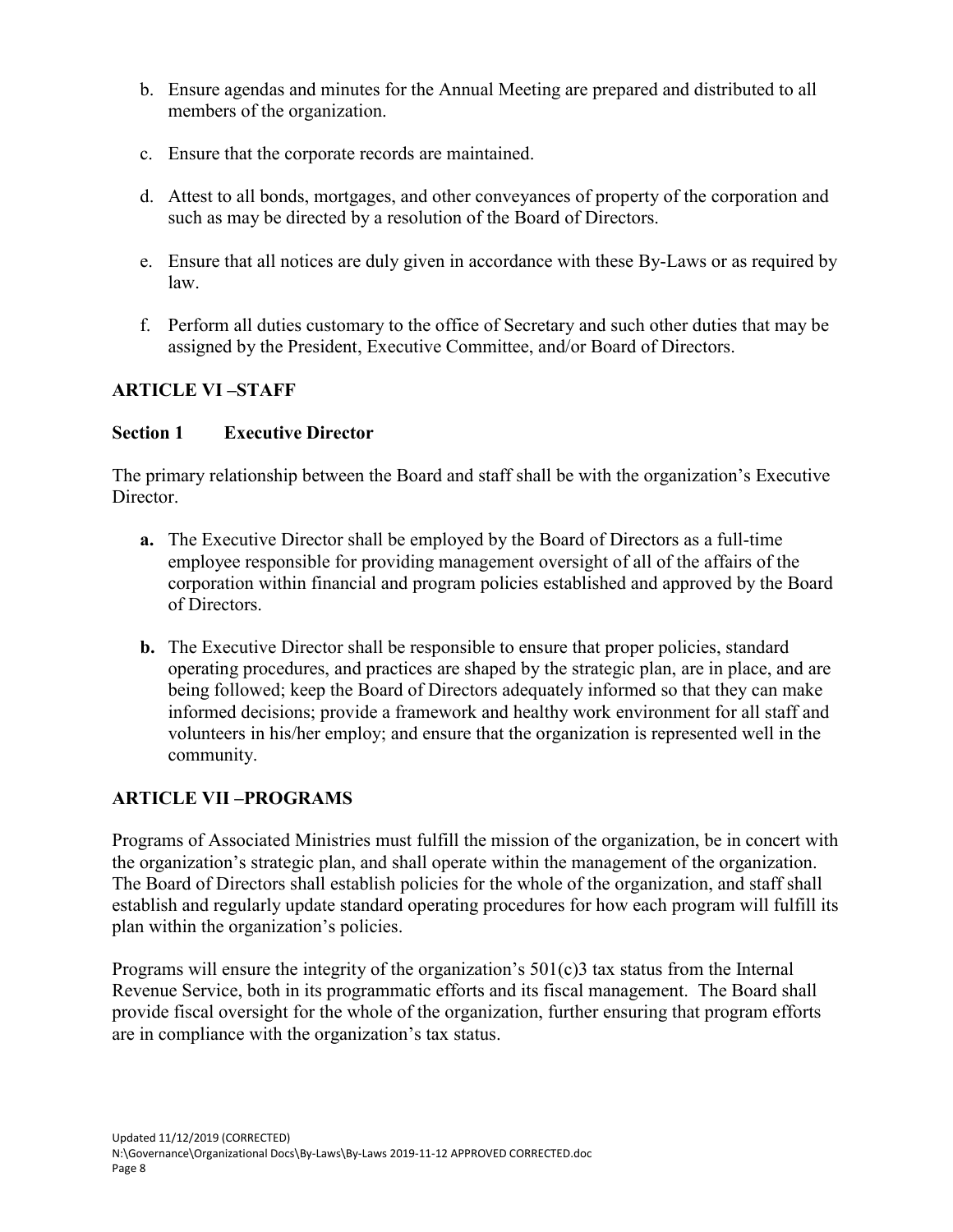b. Ensure agendas and minutes for the Annual Meeting are prepared and distributed to all members of the organization.

c. Ensure that the corporate records are maintained.

d. Attest to all bonds, mortgages, and other conveyances of property of the corporation and such as may be directed by a resolution of the Board of Directors.

e. Ensure that all notices are duly given in accordance with these By-Laws or as required by law.

f. Perform all duties customary to the office of Secretary and such other duties that may be assigned by the President, Executive Committee, and/or Board of Directors.

## ARTICLE VI –STAFF

### Section 1 Executive Director

The primary relationship between the Board and staff shall be with the organization's Executive Director.

**a.** The Executive Director shall be employed by the Board of Directors as a full-time employee responsible for providing management oversight of all of the affairs of the corporation within financial and program policies established and approved by the Board of Directors.

**b.** The Executive Director shall be responsible to ensure that proper policies, standard operating procedures, and practices are shaped by the strategic plan, are in place, and are being followed; keep the Board of Directors adequately informed so that they can make informed decisions; provide a framework and healthy work environment for all staff and volunteers in his/her employ; and ensure that the organization is represented well in the community.

## ARTICLE VII –PROGRAMS

Programs of Associated Ministries must fulfill the mission of the organization, be in concert with the organization's strategic plan, and shall operate within the management of the organization. The Board of Directors shall establish policies for the whole of the organization, and staff shall establish and regularly update standard operating procedures for how each program will fulfill its plan within the organization's policies.

Programs will ensure the integrity of the organization's 501(c)3 tax status from the Internal Revenue Service, both in its programmatic efforts and its fiscal management. The Board shall provide fiscal oversight for the whole of the organization, further ensuring that program efforts are in compliance with the organization's tax status.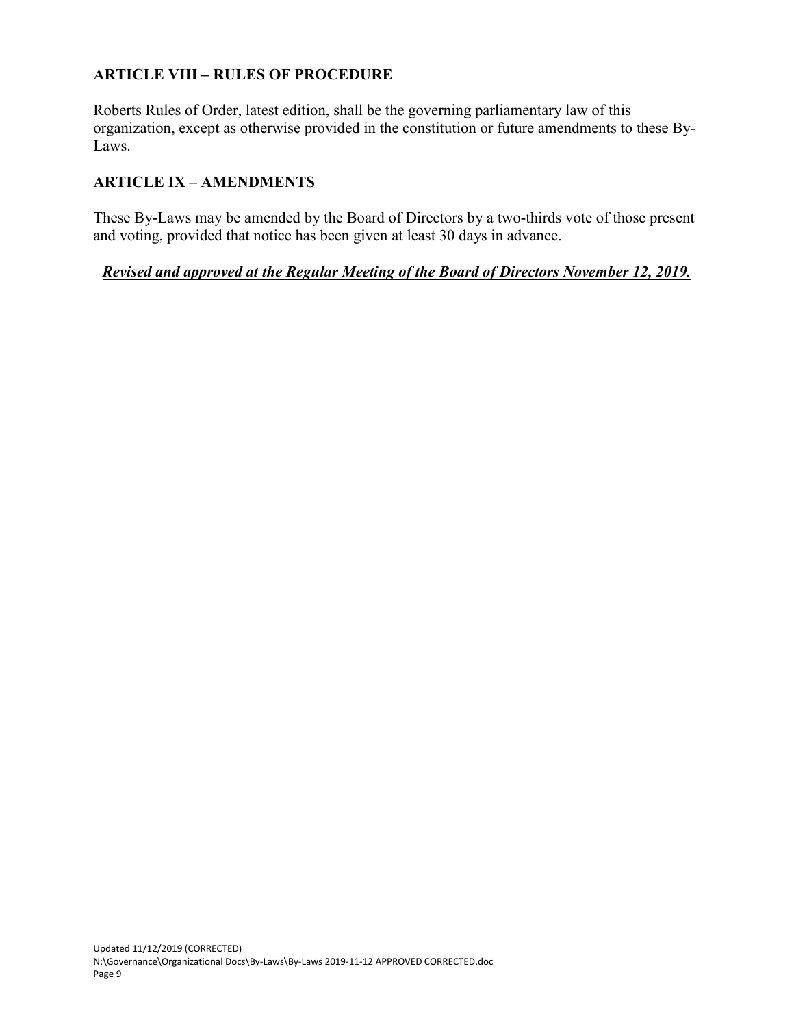## ARTICLE VIII – RULES OF PROCEDURE

Roberts Rules of Order, latest edition, shall be the governing parliamentary law of this organization, except as otherwise provided in the constitution or future amendments to these By-Laws.

## ARTICLE IX – AMENDMENTS

These By-Laws may be amended by the Board of Directors by a two-thirds vote of those present and voting, provided that notice has been given at least 30 days in advance.

***<u>Revised and approved at the Regular Meeting of the Board of Directors November 12, 2019.</u>***